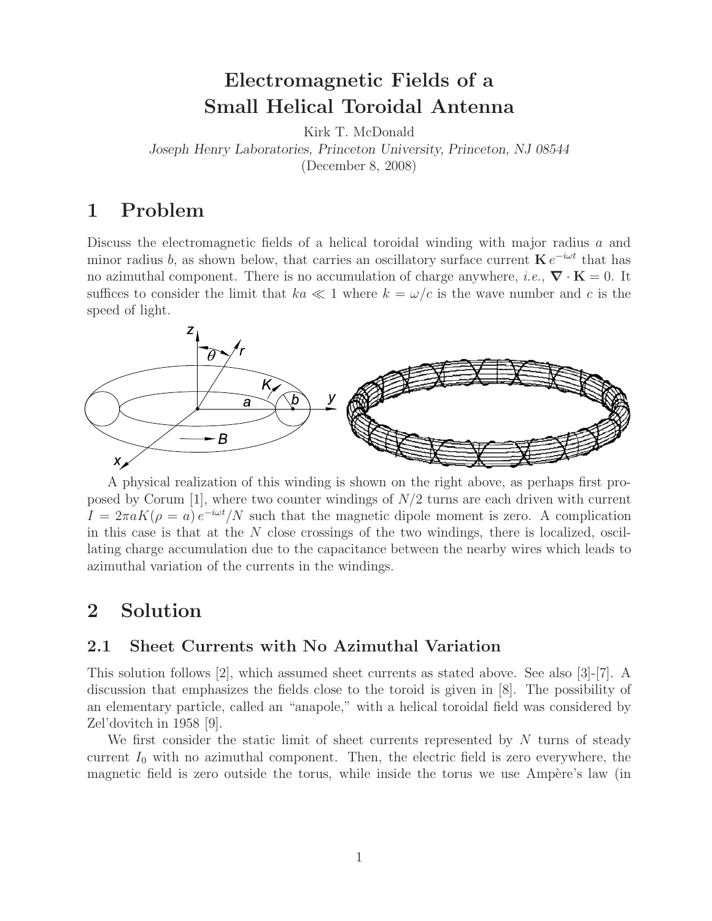# Electromagnetic Fields of a Small Helical Toroidal Antenna

Kirk T. McDonald

*Joseph Henry Laboratories, Princeton University, Princeton, NJ 08544*

(December 8, 2008)

## 1 Problem

Discuss the electromagnetic fields of a helical toroidal winding with major radius $a$ and minor radius $b$, as shown below, that carries an oscillatory surface current $\mathbf{K}\, e^{-i\omega t}$ that has no azimuthal component. There is no accumulation of charge anywhere, *i.e.*, $\boldsymbol{\nabla} \cdot \mathbf{K} = 0$. It suffices to consider the limit that $ka \ll 1$ where $k = \omega/c$ is the wave number and $c$ is the speed of light.

A physical realization of this winding is shown on the right above, as perhaps first proposed by Corum [1], where two counter windings of $N/2$ turns are each driven with current $I = 2\pi a K(\rho = a)\, e^{-i\omega t}/N$ such that the magnetic dipole moment is zero. A complication in this case is that at the $N$ close crossings of the two windings, there is localized, oscillating charge accumulation due to the capacitance between the nearby wires which leads to azimuthal variation of the currents in the windings.

## 2 Solution

### 2.1 Sheet Currents with No Azimuthal Variation

This solution follows [2], which assumed sheet currents as stated above. See also [3]-[7]. A discussion that emphasizes the fields close to the toroid is given in [8]. The possibility of an elementary particle, called an "anapole," with a helical toroidal field was considered by Zel'dovitch in 1958 [9].

We first consider the static limit of sheet currents represented by $N$ turns of steady current $I_0$ with no azimuthal component. Then, the electric field is zero everywhere, the magnetic field is zero outside the torus, while inside the torus we use Ampère's law (in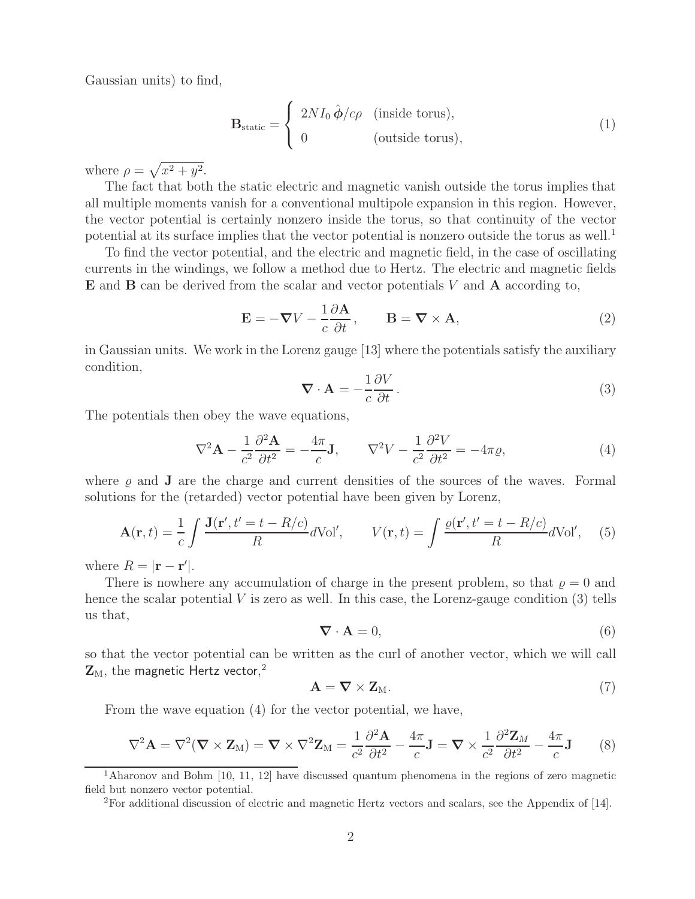Gaussian units) to find,

$$
\mathbf{B}_{\text{static}} = \begin{cases} 2NI_0\, \hat{\boldsymbol{\phi}}/c\rho & \text{(inside torus)}, \\ 0 & \text{(outside torus)}, \end{cases} \tag{1}
$$

where $\rho = \sqrt{x^2 + y^2}$.

The fact that both the static electric and magnetic vanish outside the torus implies that all multiple moments vanish for a conventional multipole expansion in this region. However, the vector potential is certainly nonzero inside the torus, so that continuity of the vector potential at its surface implies that the vector potential is nonzero outside the torus as well.[1]

To find the vector potential, and the electric and magnetic field, in the case of oscillating currents in the windings, we follow a method due to Hertz. The electric and magnetic fields $\mathbf{E}$ and $\mathbf{B}$ can be derived from the scalar and vector potentials $V$ and $\mathbf{A}$ according to,

$$
\mathbf{E} = -\boldsymbol{\nabla} V - \frac{1}{c}\frac{\partial \mathbf{A}}{\partial t}, \qquad \mathbf{B} = \boldsymbol{\nabla} \times \mathbf{A}, \tag{2}
$$

in Gaussian units. We work in the Lorenz gauge [13] where the potentials satisfy the auxiliary condition,

$$
\boldsymbol{\nabla} \cdot \mathbf{A} = -\frac{1}{c}\frac{\partial V}{\partial t}. \tag{3}
$$

The potentials then obey the wave equations,

$$
\nabla^2 \mathbf{A} - \frac{1}{c^2}\frac{\partial^2 \mathbf{A}}{\partial t^2} = -\frac{4\pi}{c}\mathbf{J}, \qquad \nabla^2 V - \frac{1}{c^2}\frac{\partial^2 V}{\partial t^2} = -4\pi\varrho, \tag{4}
$$

where $\varrho$ and $\mathbf{J}$ are the charge and current densities of the sources of the waves. Formal solutions for the (retarded) vector potential have been given by Lorenz,

$$
\mathbf{A}(\mathbf{r}, t) = \frac{1}{c}\int \frac{\mathbf{J}(\mathbf{r}', t' = t - R/c)}{R} d\text{Vol}', \qquad V(\mathbf{r}, t) = \int \frac{\varrho(\mathbf{r}', t' = t - R/c)}{R} d\text{Vol}', \tag{5}
$$

where $R = |\mathbf{r} - \mathbf{r}'|$.

There is nowhere any accumulation of charge in the present problem, so that $\varrho = 0$ and hence the scalar potential $V$ is zero as well. In this case, the Lorenz-gauge condition (3) tells us that,

$$
\boldsymbol{\nabla} \cdot \mathbf{A} = 0, \tag{6}
$$

so that the vector potential can be written as the curl of another vector, which we will call $\mathbf{Z}_{\text{M}}$, the magnetic Hertz vector,[2]

$$
\mathbf{A} = \boldsymbol{\nabla} \times \mathbf{Z}_{\text{M}}. \tag{7}
$$

From the wave equation (4) for the vector potential, we have,

$$
\nabla^2 \mathbf{A} = \nabla^2(\boldsymbol{\nabla} \times \mathbf{Z}_{\text{M}}) = \boldsymbol{\nabla} \times \nabla^2 \mathbf{Z}_{\text{M}} = \frac{1}{c^2}\frac{\partial^2 \mathbf{A}}{\partial t^2} - \frac{4\pi}{c}\mathbf{J} = \boldsymbol{\nabla} \times \frac{1}{c^2}\frac{\partial^2 \mathbf{Z}_M}{\partial t^2} - \frac{4\pi}{c}\mathbf{J} \tag{8}
$$

---

[1] Aharonov and Bohm [10, 11, 12] have discussed quantum phenomena in the regions of zero magnetic field but nonzero vector potential.

[2] For additional discussion of electric and magnetic Hertz vectors and scalars, see the Appendix of [14].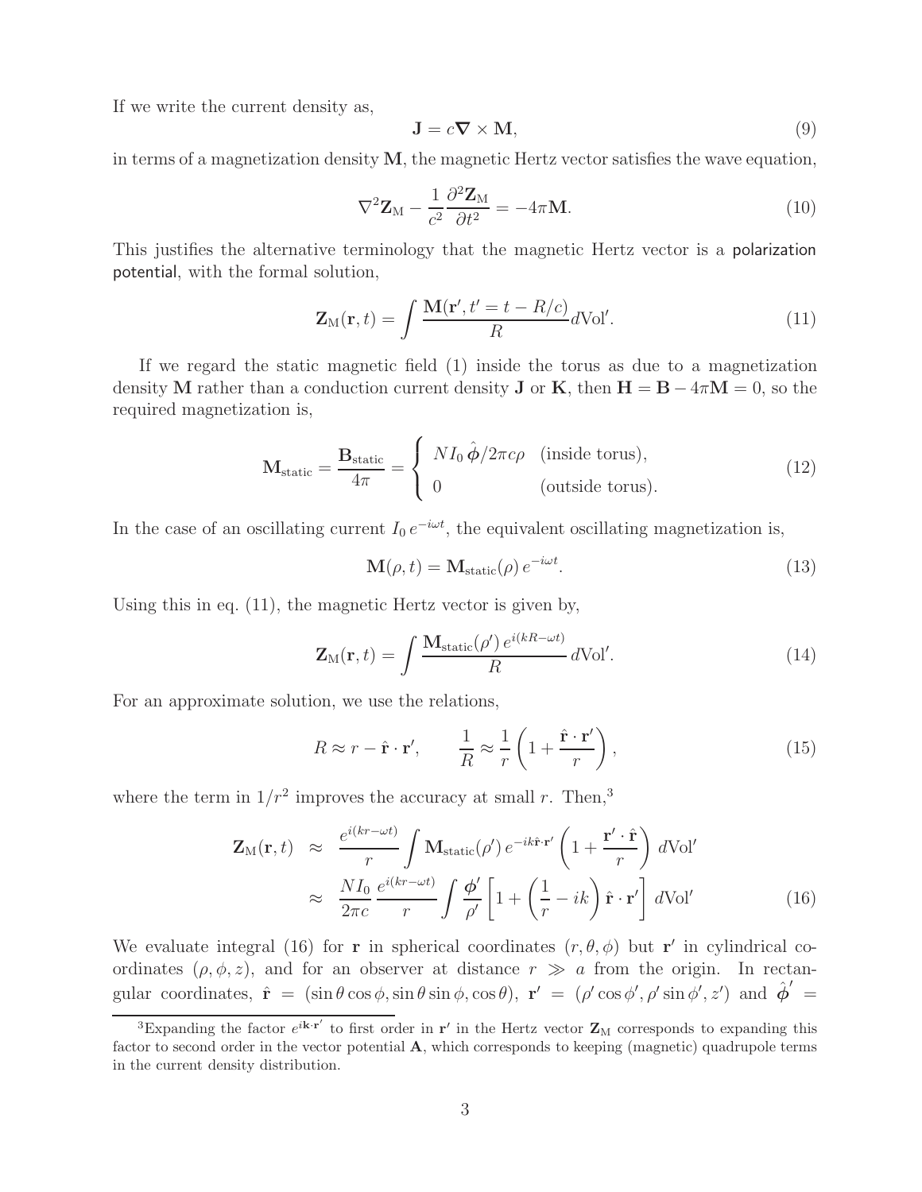If we write the current density as,

$$\mathbf{J} = c\boldsymbol{\nabla} \times \mathbf{M}, \tag{9}$$

in terms of a magnetization density $\mathbf{M}$, the magnetic Hertz vector satisfies the wave equation,

$$\nabla^2 \mathbf{Z}_{\rm M} - \frac{1}{c^2}\frac{\partial^2 \mathbf{Z}_{\rm M}}{\partial t^2} = -4\pi \mathbf{M}. \tag{10}$$

This justifies the alternative terminology that the magnetic Hertz vector is a polarization potential, with the formal solution,

$$\mathbf{Z}_{\rm M}(\mathbf{r}, t) = \int \frac{\mathbf{M}(\mathbf{r}', t' = t - R/c)}{R} d\text{Vol}'. \tag{11}$$

If we regard the static magnetic field (1) inside the torus as due to a magnetization density $\mathbf{M}$ rather than a conduction current density $\mathbf{J}$ or $\mathbf{K}$, then $\mathbf{H} = \mathbf{B} - 4\pi\mathbf{M} = 0$, so the required magnetization is,

$$\mathbf{M}_{\rm static} = \frac{\mathbf{B}_{\rm static}}{4\pi} = \begin{cases} NI_0\, \hat{\boldsymbol{\phi}}/2\pi c\rho & \text{(inside torus)}, \\ 0 & \text{(outside torus)}. \end{cases} \tag{12}$$

In the case of an oscillating current $I_0\, e^{-i\omega t}$, the equivalent oscillating magnetization is,

$$\mathbf{M}(\rho, t) = \mathbf{M}_{\rm static}(\rho)\, e^{-i\omega t}. \tag{13}$$

Using this in eq. (11), the magnetic Hertz vector is given by,

$$\mathbf{Z}_{\rm M}(\mathbf{r}, t) = \int \frac{\mathbf{M}_{\rm static}(\rho')\, e^{i(kR - \omega t)}}{R}\, d\text{Vol}'. \tag{14}$$

For an approximate solution, we use the relations,

$$R \approx r - \hat{\mathbf{r}} \cdot \mathbf{r}', \qquad \frac{1}{R} \approx \frac{1}{r}\left(1 + \frac{\hat{\mathbf{r}} \cdot \mathbf{r}'}{r}\right), \tag{15}$$

where the term in $1/r^2$ improves the accuracy at small $r$. Then,[3]

$$\begin{aligned} \mathbf{Z}_{\rm M}(\mathbf{r}, t) &\approx \frac{e^{i(kr - \omega t)}}{r} \int \mathbf{M}_{\rm static}(\rho')\, e^{-ik\hat{\mathbf{r}} \cdot \mathbf{r}'} \left(1 + \frac{\mathbf{r}' \cdot \hat{\mathbf{r}}}{r}\right) d\text{Vol}' \\ &\approx \frac{NI_0}{2\pi c} \frac{e^{i(kr - \omega t)}}{r} \int \frac{\boldsymbol{\phi}'}{\rho'} \left[1 + \left(\frac{1}{r} - ik\right) \hat{\mathbf{r}} \cdot \mathbf{r}'\right] d\text{Vol}' \end{aligned} \tag{16}$$

We evaluate integral (16) for $\mathbf{r}$ in spherical coordinates $(r, \theta, \phi)$ but $\mathbf{r}'$ in cylindrical coordinates $(\rho, \phi, z)$, and for an observer at distance $r \gg a$ from the origin. In rectangular coordinates, $\hat{\mathbf{r}} = (\sin\theta\cos\phi, \sin\theta\sin\phi, \cos\theta)$, $\mathbf{r}' = (\rho'\cos\phi', \rho'\sin\phi', z')$ and $\hat{\boldsymbol{\phi}}' =$

[3] Expanding the factor $e^{i\mathbf{k}\cdot\mathbf{r}'}$ to first order in $\mathbf{r}'$ in the Hertz vector $\mathbf{Z}_{\rm M}$ corresponds to expanding this factor to second order in the vector potential $\mathbf{A}$, which corresponds to keeping (magnetic) quadrupole terms in the current density distribution.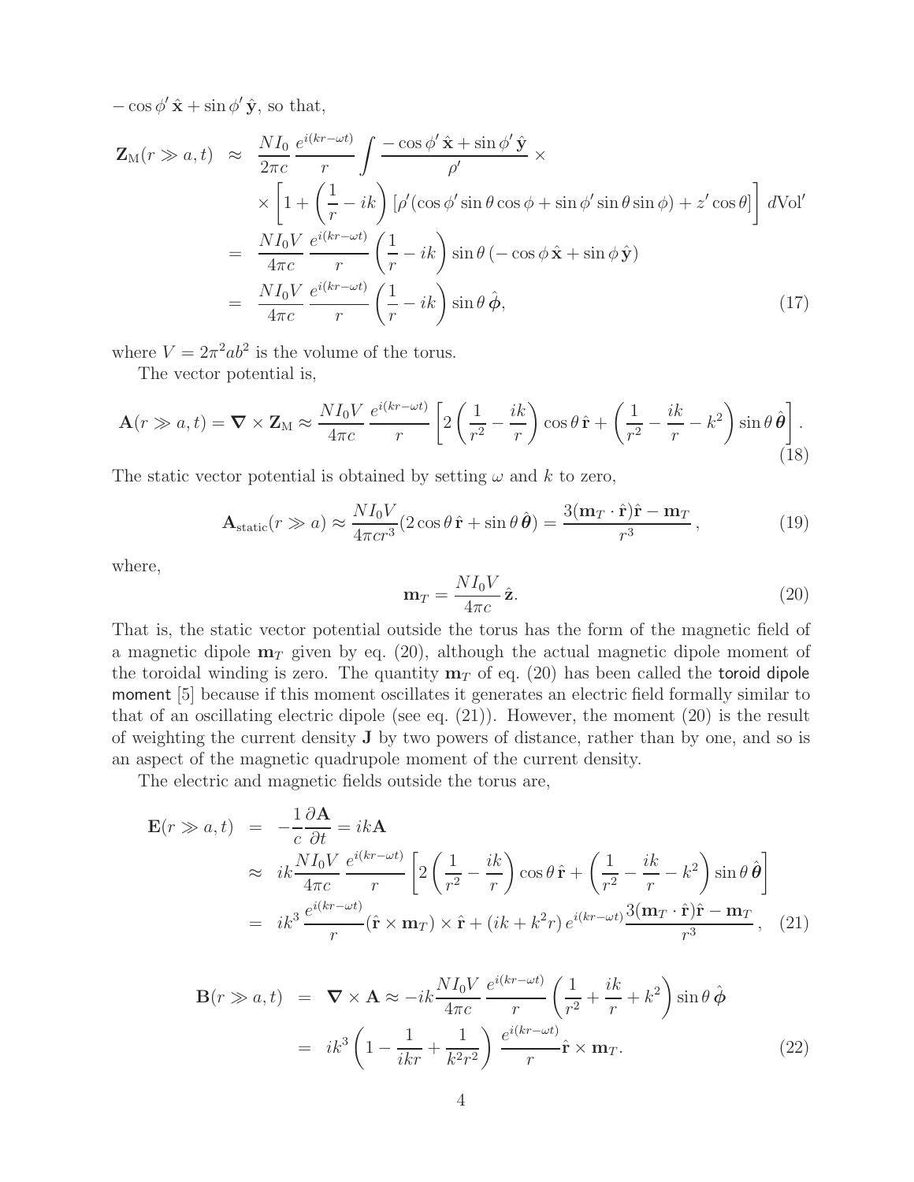$-\cos\phi'\,\hat{\mathbf{x}} + \sin\phi'\,\hat{\mathbf{y}}$, so that,

$$
\begin{aligned}
\mathbf{Z}_{\rm M}(r \gg a, t) &\approx \frac{NI_0}{2\pi c}\,\frac{e^{i(kr-\omega t)}}{r}\int \frac{-\cos\phi'\,\hat{\mathbf{x}} + \sin\phi'\,\hat{\mathbf{y}}}{\rho'} \times \\
&\quad \times \left[1 + \left(\frac{1}{r} - ik\right)\left[\rho'(\cos\phi'\sin\theta\cos\phi + \sin\phi'\sin\theta\sin\phi) + z'\cos\theta\right]\right] d\mathrm{Vol}' \\
&= \frac{NI_0 V}{4\pi c}\,\frac{e^{i(kr-\omega t)}}{r}\left(\frac{1}{r} - ik\right)\sin\theta\,(-\cos\phi\,\hat{\mathbf{x}} + \sin\phi\,\hat{\mathbf{y}}) \\
&= \frac{NI_0 V}{4\pi c}\,\frac{e^{i(kr-\omega t)}}{r}\left(\frac{1}{r} - ik\right)\sin\theta\,\hat{\boldsymbol{\phi}},
\end{aligned}
\tag{17}
$$

where $V = 2\pi^2 ab^2$ is the volume of the torus.

The vector potential is,

$$
\mathbf{A}(r \gg a, t) = \boldsymbol{\nabla} \times \mathbf{Z}_{\rm M} \approx \frac{NI_0 V}{4\pi c}\,\frac{e^{i(kr-\omega t)}}{r}\left[2\left(\frac{1}{r^2} - \frac{ik}{r}\right)\cos\theta\,\hat{\mathbf{r}} + \left(\frac{1}{r^2} - \frac{ik}{r} - k^2\right)\sin\theta\,\hat{\boldsymbol{\theta}}\right].
\tag{18}
$$

The static vector potential is obtained by setting $\omega$ and $k$ to zero,

$$
\mathbf{A}_{\rm static}(r \gg a) \approx \frac{NI_0 V}{4\pi c r^3}(2\cos\theta\,\hat{\mathbf{r}} + \sin\theta\,\hat{\boldsymbol{\theta}}) = \frac{3(\mathbf{m}_T\cdot\hat{\mathbf{r}})\hat{\mathbf{r}} - \mathbf{m}_T}{r^3}\,,
\tag{19}
$$

where,

$$
\mathbf{m}_T = \frac{NI_0 V}{4\pi c}\,\hat{\mathbf{z}}.
\tag{20}
$$

That is, the static vector potential outside the torus has the form of the magnetic field of a magnetic dipole $\mathbf{m}_T$ given by eq. (20), although the actual magnetic dipole moment of the toroidal winding is zero. The quantity $\mathbf{m}_T$ of eq. (20) has been called the toroid dipole moment [5] because if this moment oscillates it generates an electric field formally similar to that of an oscillating electric dipole (see eq. (21)). However, the moment (20) is the result of weighting the current density $\mathbf{J}$ by two powers of distance, rather than by one, and so is an aspect of the magnetic quadrupole moment of the current density.

The electric and magnetic fields outside the torus are,

$$
\begin{aligned}
\mathbf{E}(r \gg a, t) &= -\frac{1}{c}\frac{\partial \mathbf{A}}{\partial t} = ik\mathbf{A} \\
&\approx ik\frac{NI_0 V}{4\pi c}\,\frac{e^{i(kr-\omega t)}}{r}\left[2\left(\frac{1}{r^2} - \frac{ik}{r}\right)\cos\theta\,\hat{\mathbf{r}} + \left(\frac{1}{r^2} - \frac{ik}{r} - k^2\right)\sin\theta\,\hat{\boldsymbol{\theta}}\right] \\
&= ik^3\,\frac{e^{i(kr-\omega t)}}{r}(\hat{\mathbf{r}}\times\mathbf{m}_T)\times\hat{\mathbf{r}} + (ik + k^2 r)\,e^{i(kr-\omega t)}\frac{3(\mathbf{m}_T\cdot\hat{\mathbf{r}})\hat{\mathbf{r}} - \mathbf{m}_T}{r^3}\,,
\end{aligned}
\tag{21}
$$

$$
\begin{aligned}
\mathbf{B}(r \gg a, t) &= \boldsymbol{\nabla}\times\mathbf{A} \approx -ik\frac{NI_0 V}{4\pi c}\,\frac{e^{i(kr-\omega t)}}{r}\left(\frac{1}{r^2} + \frac{ik}{r} + k^2\right)\sin\theta\,\hat{\boldsymbol{\phi}} \\
&= ik^3\left(1 - \frac{1}{ikr} + \frac{1}{k^2 r^2}\right)\frac{e^{i(kr-\omega t)}}{r}\hat{\mathbf{r}}\times\mathbf{m}_T.
\end{aligned}
\tag{22}
$$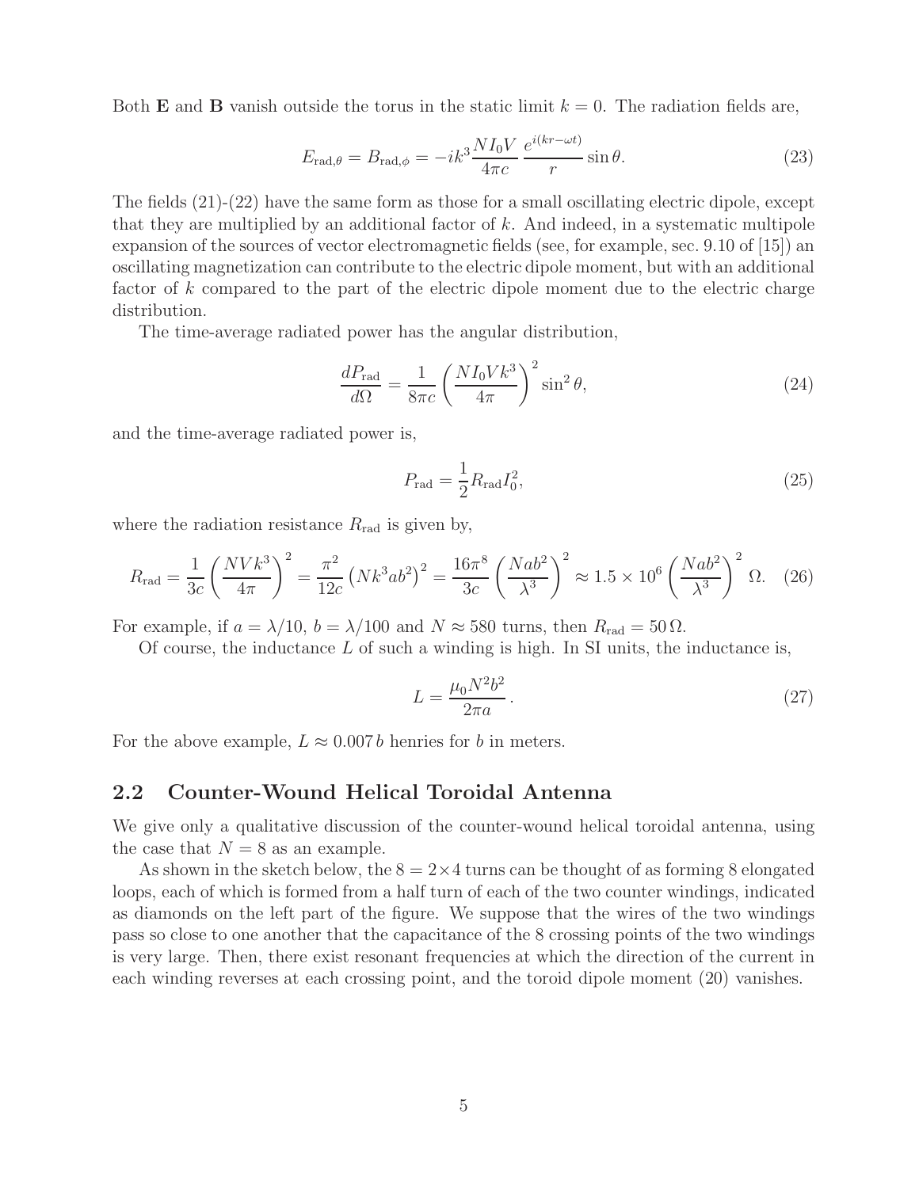Both **E** and **B** vanish outside the torus in the static limit $k = 0$. The radiation fields are,

$$E_{\text{rad},\theta} = B_{\text{rad},\phi} = -ik^3 \frac{NI_0 V}{4\pi c} \frac{e^{i(kr-\omega t)}}{r} \sin\theta. \tag{23}$$

The fields (21)-(22) have the same form as those for a small oscillating electric dipole, except that they are multiplied by an additional factor of $k$. And indeed, in a systematic multipole expansion of the sources of vector electromagnetic fields (see, for example, sec. 9.10 of [15]) an oscillating magnetization can contribute to the electric dipole moment, but with an additional factor of $k$ compared to the part of the electric dipole moment due to the electric charge distribution.

The time-average radiated power has the angular distribution,

$$\frac{dP_{\text{rad}}}{d\Omega} = \frac{1}{8\pi c} \left( \frac{NI_0 V k^3}{4\pi} \right)^2 \sin^2\theta, \tag{24}$$

and the time-average radiated power is,

$$P_{\text{rad}} = \frac{1}{2} R_{\text{rad}} I_0^2, \tag{25}$$

where the radiation resistance $R_{\text{rad}}$ is given by,

$$R_{\text{rad}} = \frac{1}{3c} \left( \frac{NVk^3}{4\pi} \right)^2 = \frac{\pi^2}{12c} \left( Nk^3 ab^2 \right)^2 = \frac{16\pi^8}{3c} \left( \frac{Nab^2}{\lambda^3} \right)^2 \approx 1.5 \times 10^6 \left( \frac{Nab^2}{\lambda^3} \right)^2 \Omega. \tag{26}$$

For example, if $a = \lambda/10$, $b = \lambda/100$ and $N \approx 580$ turns, then $R_{\text{rad}} = 50\,\Omega$.

Of course, the inductance $L$ of such a winding is high. In SI units, the inductance is,

$$L = \frac{\mu_0 N^2 b^2}{2\pi a}. \tag{27}$$

For the above example, $L \approx 0.007\,b$ henries for $b$ in meters.

## 2.2 Counter-Wound Helical Toroidal Antenna

We give only a qualitative discussion of the counter-wound helical toroidal antenna, using the case that $N = 8$ as an example.

As shown in the sketch below, the $8 = 2 \times 4$ turns can be thought of as forming 8 elongated loops, each of which is formed from a half turn of each of the two counter windings, indicated as diamonds on the left part of the figure. We suppose that the wires of the two windings pass so close to one another that the capacitance of the 8 crossing points of the two windings is very large. Then, there exist resonant frequencies at which the direction of the current in each winding reverses at each crossing point, and the toroid dipole moment (20) vanishes.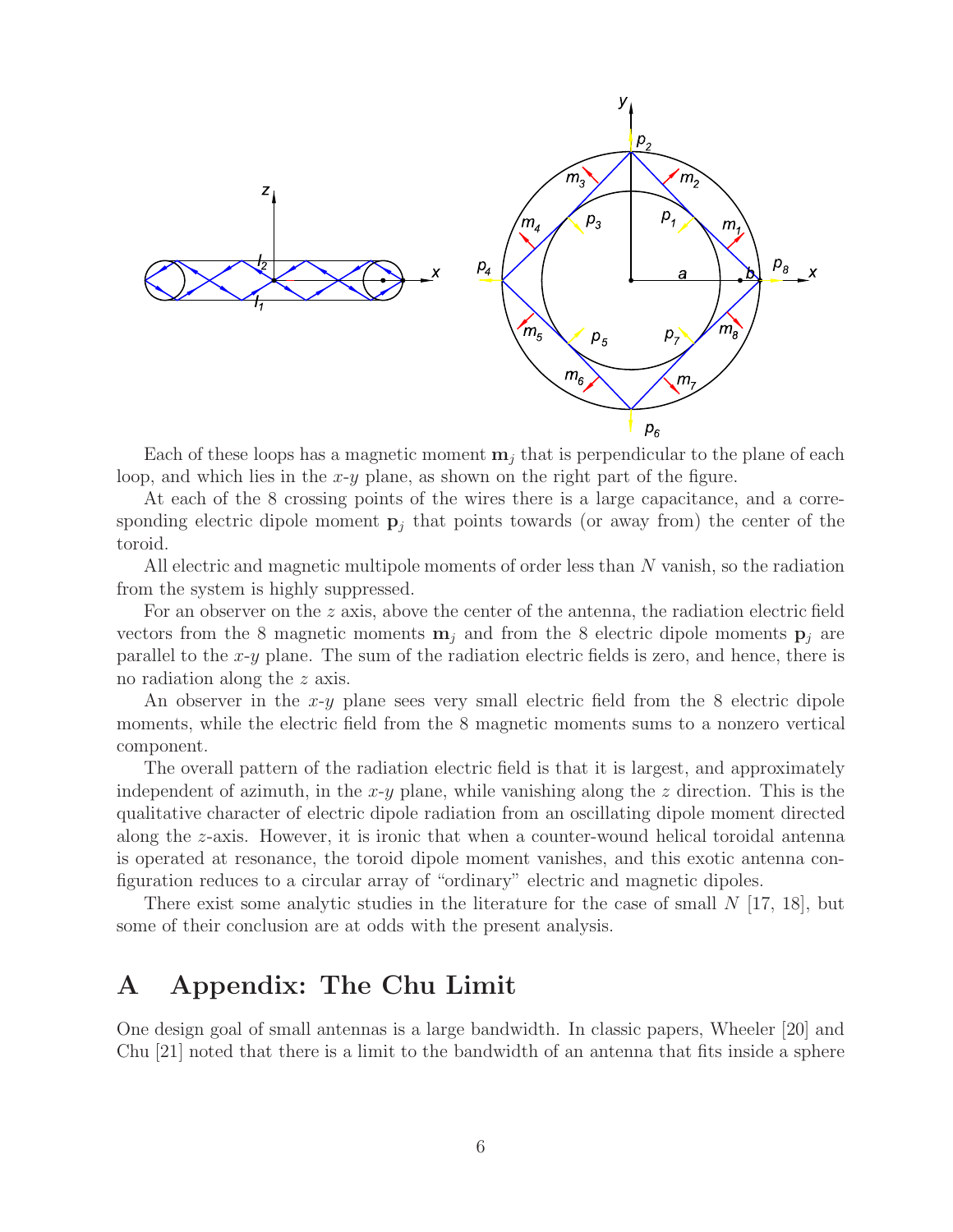Each of these loops has a magnetic moment $\mathbf{m}_j$ that is perpendicular to the plane of each loop, and which lies in the $x$-$y$ plane, as shown on the right part of the figure.

At each of the 8 crossing points of the wires there is a large capacitance, and a corresponding electric dipole moment $\mathbf{p}_j$ that points towards (or away from) the center of the toroid.

All electric and magnetic multipole moments of order less than $N$ vanish, so the radiation from the system is highly suppressed.

For an observer on the $z$ axis, above the center of the antenna, the radiation electric field vectors from the 8 magnetic moments $\mathbf{m}_j$ and from the 8 electric dipole moments $\mathbf{p}_j$ are parallel to the $x$-$y$ plane. The sum of the radiation electric fields is zero, and hence, there is no radiation along the $z$ axis.

An observer in the $x$-$y$ plane sees very small electric field from the 8 electric dipole moments, while the electric field from the 8 magnetic moments sums to a nonzero vertical component.

The overall pattern of the radiation electric field is that it is largest, and approximately independent of azimuth, in the $x$-$y$ plane, while vanishing along the $z$ direction. This is the qualitative character of electric dipole radiation from an oscillating dipole moment directed along the $z$-axis. However, it is ironic that when a counter-wound helical toroidal antenna is operated at resonance, the toroid dipole moment vanishes, and this exotic antenna configuration reduces to a circular array of "ordinary" electric and magnetic dipoles.

There exist some analytic studies in the literature for the case of small $N$ [17, 18], but some of their conclusion are at odds with the present analysis.

# A Appendix: The Chu Limit

One design goal of small antennas is a large bandwidth. In classic papers, Wheeler [20] and Chu [21] noted that there is a limit to the bandwidth of an antenna that fits inside a sphere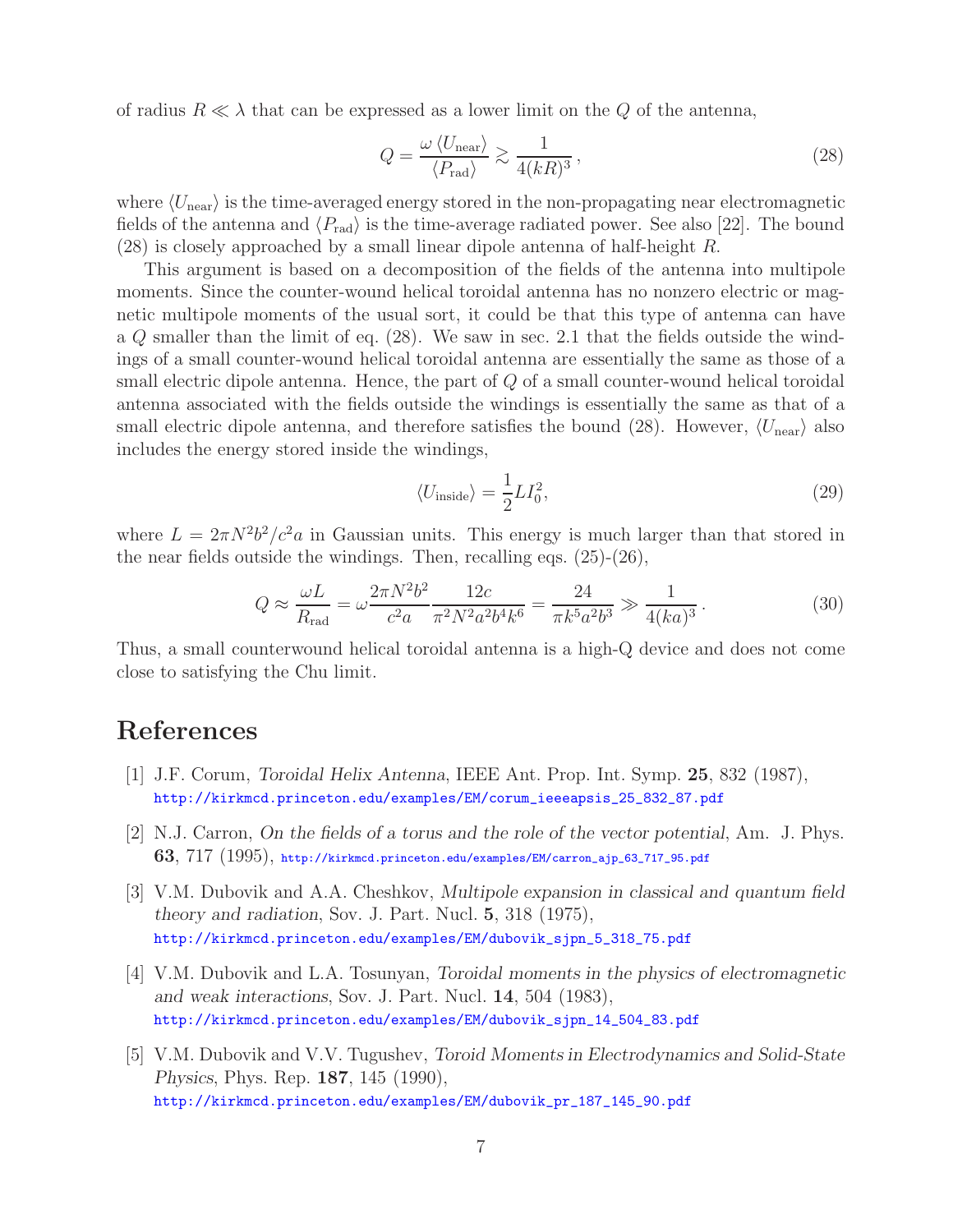of radius $R \ll \lambda$ that can be expressed as a lower limit on the $Q$ of the antenna,

$$Q = \frac{\omega \langle U_{\rm near} \rangle}{\langle P_{\rm rad} \rangle} \gtrsim \frac{1}{4(kR)^3}\,, \tag{28}$$

where $\langle U_{\rm near} \rangle$ is the time-averaged energy stored in the non-propagating near electromagnetic fields of the antenna and $\langle P_{\rm rad} \rangle$ is the time-average radiated power. See also [22]. The bound (28) is closely approached by a small linear dipole antenna of half-height $R$.

This argument is based on a decomposition of the fields of the antenna into multipole moments. Since the counter-wound helical toroidal antenna has no nonzero electric or magnetic multipole moments of the usual sort, it could be that this type of antenna can have a $Q$ smaller than the limit of eq. (28). We saw in sec. 2.1 that the fields outside the windings of a small counter-wound helical toroidal antenna are essentially the same as those of a small electric dipole antenna. Hence, the part of $Q$ of a small counter-wound helical toroidal antenna associated with the fields outside the windings is essentially the same as that of a small electric dipole antenna, and therefore satisfies the bound (28). However, $\langle U_{\rm near} \rangle$ also includes the energy stored inside the windings,

$$\langle U_{\rm inside} \rangle = \frac{1}{2} L I_0^2, \tag{29}$$

where $L = 2\pi N^2 b^2/c^2 a$ in Gaussian units. This energy is much larger than that stored in the near fields outside the windings. Then, recalling eqs. (25)-(26),

$$Q \approx \frac{\omega L}{R_{\rm rad}} = \omega \frac{2\pi N^2 b^2}{c^2 a} \frac{12 c}{\pi^2 N^2 a^2 b^4 k^6} = \frac{24}{\pi k^5 a^2 b^3} \gg \frac{1}{4(ka)^3}\,. \tag{30}$$

Thus, a small counterwound helical toroidal antenna is a high-Q device and does not come close to satisfying the Chu limit.

# References

[1] J.F. Corum, *Toroidal Helix Antenna*, IEEE Ant. Prop. Int. Symp. **25**, 832 (1987), http://kirkmcd.princeton.edu/examples/EM/corum_ieeeapsis_25_832_87.pdf

[2] N.J. Carron, *On the fields of a torus and the role of the vector potential*, Am. J. Phys. **63**, 717 (1995), http://kirkmcd.princeton.edu/examples/EM/carron_ajp_63_717_95.pdf

[3] V.M. Dubovik and A.A. Cheshkov, *Multipole expansion in classical and quantum field theory and radiation*, Sov. J. Part. Nucl. **5**, 318 (1975), http://kirkmcd.princeton.edu/examples/EM/dubovik_sjpn_5_318_75.pdf

[4] V.M. Dubovik and L.A. Tosunyan, *Toroidal moments in the physics of electromagnetic and weak interactions*, Sov. J. Part. Nucl. **14**, 504 (1983), http://kirkmcd.princeton.edu/examples/EM/dubovik_sjpn_14_504_83.pdf

[5] V.M. Dubovik and V.V. Tugushev, *Toroid Moments in Electrodynamics and Solid-State Physics*, Phys. Rep. **187**, 145 (1990), http://kirkmcd.princeton.edu/examples/EM/dubovik_pr_187_145_90.pdf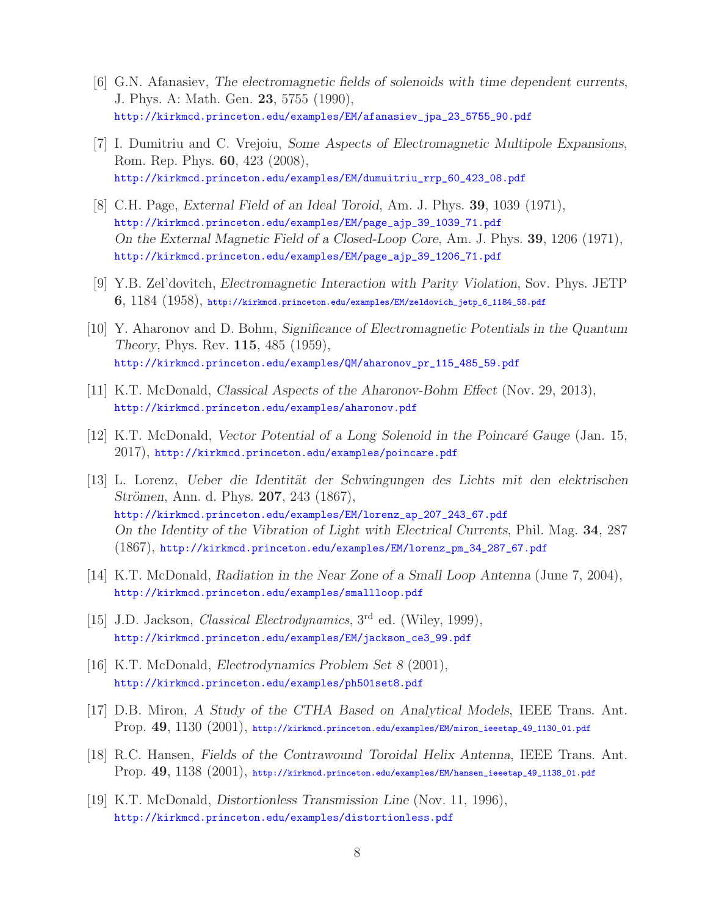[6] G.N. Afanasiev, *The electromagnetic fields of solenoids with time dependent currents*, J. Phys. A: Math. Gen. **23**, 5755 (1990), http://kirkmcd.princeton.edu/examples/EM/afanasiev_jpa_23_5755_90.pdf

[7] I. Dumitriu and C. Vrejoiu, *Some Aspects of Electromagnetic Multipole Expansions*, Rom. Rep. Phys. **60**, 423 (2008), http://kirkmcd.princeton.edu/examples/EM/dumuitriu_rrp_60_423_08.pdf

[8] C.H. Page, *External Field of an Ideal Toroid*, Am. J. Phys. **39**, 1039 (1971), http://kirkmcd.princeton.edu/examples/EM/page_ajp_39_1039_71.pdf
*On the External Magnetic Field of a Closed-Loop Core*, Am. J. Phys. **39**, 1206 (1971), http://kirkmcd.princeton.edu/examples/EM/page_ajp_39_1206_71.pdf

[9] Y.B. Zel'dovitch, *Electromagnetic Interaction with Parity Violation*, Sov. Phys. JETP **6**, 1184 (1958), http://kirkmcd.princeton.edu/examples/EM/zeldovich_jetp_6_1184_58.pdf

[10] Y. Aharonov and D. Bohm, *Significance of Electromagnetic Potentials in the Quantum Theory*, Phys. Rev. **115**, 485 (1959), http://kirkmcd.princeton.edu/examples/QM/aharonov_pr_115_485_59.pdf

[11] K.T. McDonald, *Classical Aspects of the Aharonov-Bohm Effect* (Nov. 29, 2013), http://kirkmcd.princeton.edu/examples/aharonov.pdf

[12] K.T. McDonald, *Vector Potential of a Long Solenoid in the Poincaré Gauge* (Jan. 15, 2017), http://kirkmcd.princeton.edu/examples/poincare.pdf

[13] L. Lorenz, *Ueber die Identität der Schwingungen des Lichts mit den elektrischen Strömen*, Ann. d. Phys. **207**, 243 (1867), http://kirkmcd.princeton.edu/examples/EM/lorenz_ap_207_243_67.pdf
*On the Identity of the Vibration of Light with Electrical Currents*, Phil. Mag. **34**, 287 (1867), http://kirkmcd.princeton.edu/examples/EM/lorenz_pm_34_287_67.pdf

[14] K.T. McDonald, *Radiation in the Near Zone of a Small Loop Antenna* (June 7, 2004), http://kirkmcd.princeton.edu/examples/smallloop.pdf

[15] J.D. Jackson, *Classical Electrodynamics*, 3rd ed. (Wiley, 1999), http://kirkmcd.princeton.edu/examples/EM/jackson_ce3_99.pdf

[16] K.T. McDonald, *Electrodynamics Problem Set 8* (2001), http://kirkmcd.princeton.edu/examples/ph501set8.pdf

[17] D.B. Miron, *A Study of the CTHA Based on Analytical Models*, IEEE Trans. Ant. Prop. **49**, 1130 (2001), http://kirkmcd.princeton.edu/examples/EM/miron_ieeetap_49_1130_01.pdf

[18] R.C. Hansen, *Fields of the Contrawound Toroidal Helix Antenna*, IEEE Trans. Ant. Prop. **49**, 1138 (2001), http://kirkmcd.princeton.edu/examples/EM/hansen_ieeetap_49_1138_01.pdf

[19] K.T. McDonald, *Distortionless Transmission Line* (Nov. 11, 1996), http://kirkmcd.princeton.edu/examples/distortionless.pdf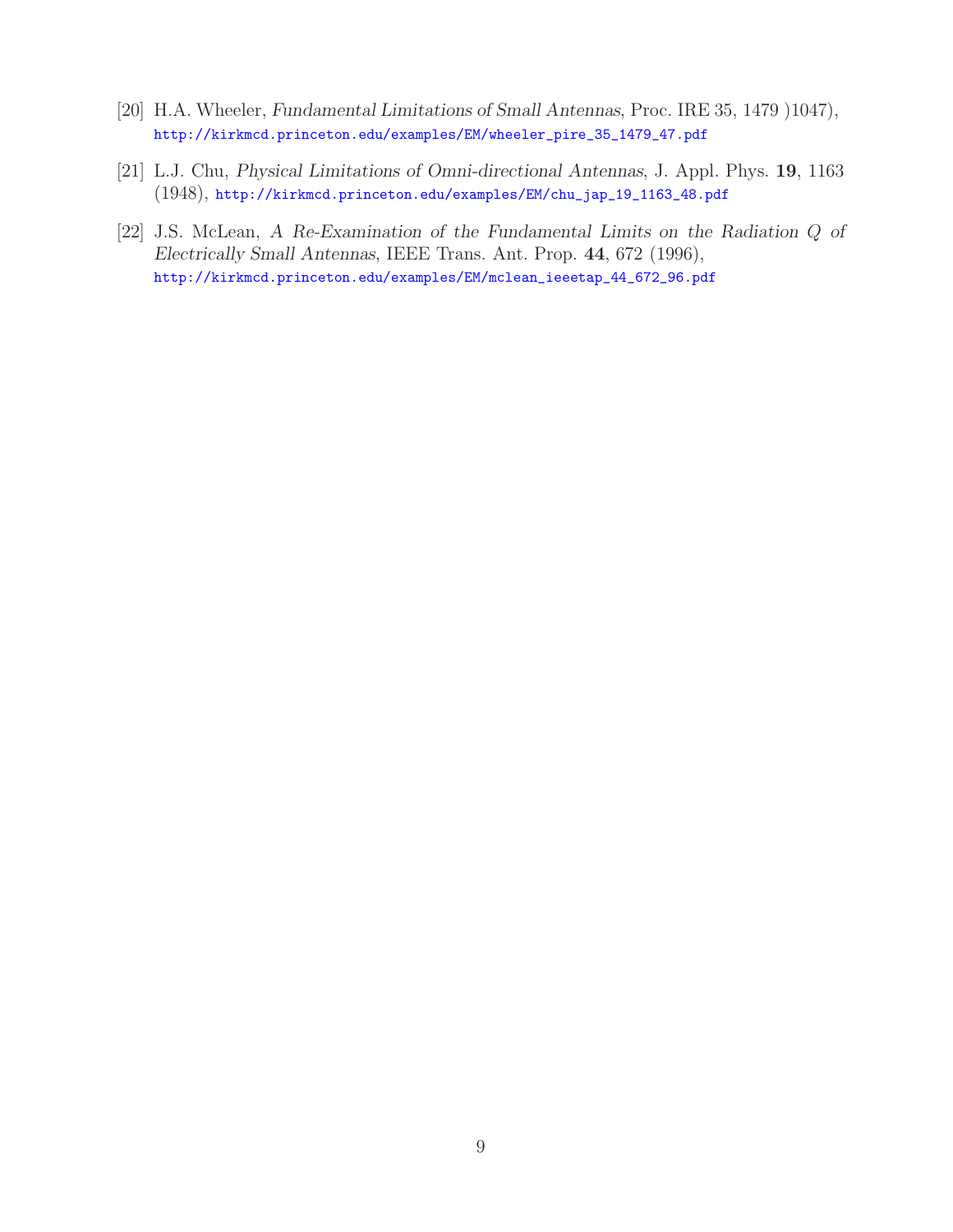[20] H.A. Wheeler, *Fundamental Limitations of Small Antennas*, Proc. IRE 35, 1479 )1047),
http://kirkmcd.princeton.edu/examples/EM/wheeler_pire_35_1479_47.pdf

[21] L.J. Chu, *Physical Limitations of Omni-directional Antennas*, J. Appl. Phys. **19**, 1163 (1948), http://kirkmcd.princeton.edu/examples/EM/chu_jap_19_1163_48.pdf

[22] J.S. McLean, *A Re-Examination of the Fundamental Limits on the Radiation $Q$ of Electrically Small Antennas*, IEEE Trans. Ant. Prop. **44**, 672 (1996),
http://kirkmcd.princeton.edu/examples/EM/mclean_ieeetap_44_672_96.pdf